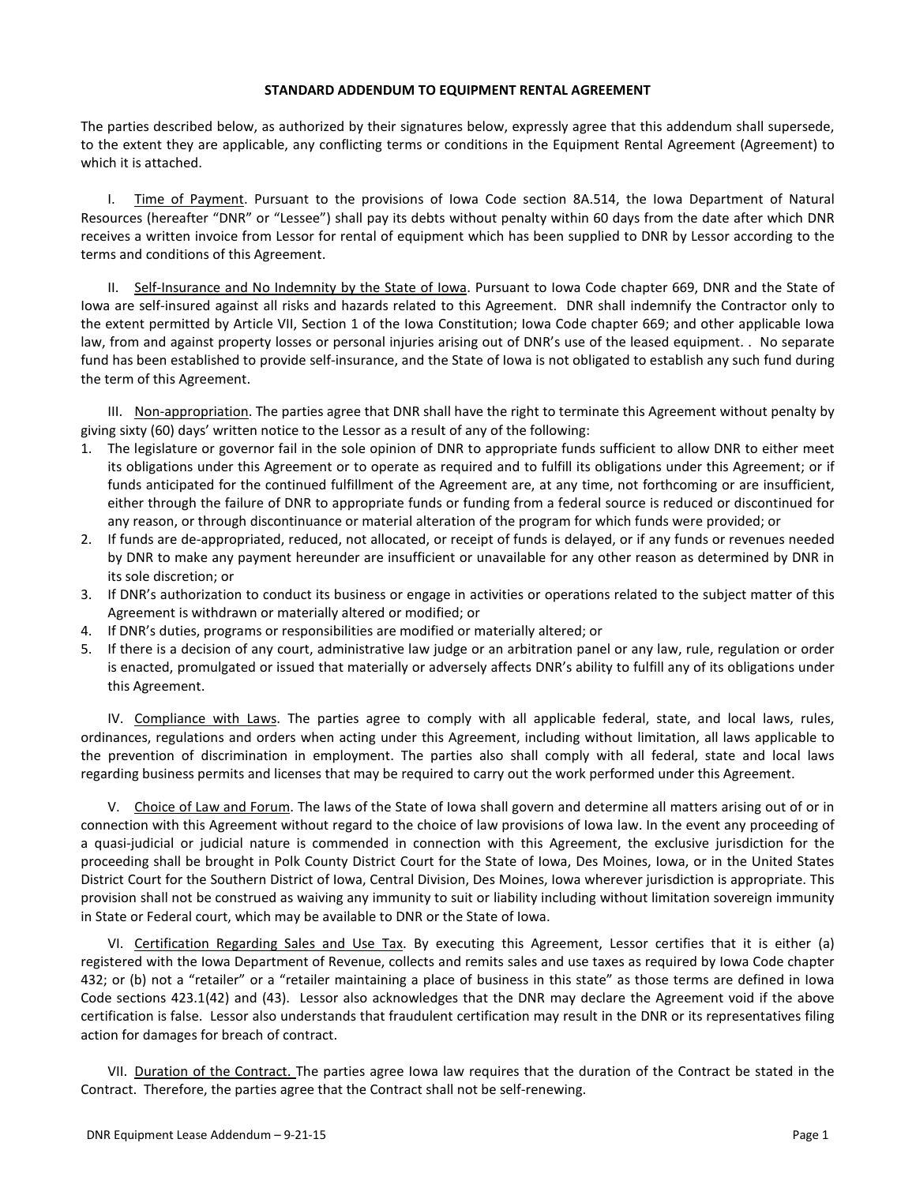# STANDARD ADDENDUM TO EQUIPMENT RENTAL AGREEMENT

The parties described below, as authorized by their signatures below, expressly agree that this addendum shall supersede, to the extent they are applicable, any conflicting terms or conditions in the Equipment Rental Agreement (Agreement) to which it is attached.

I. <u>Time of Payment</u>. Pursuant to the provisions of Iowa Code section 8A.514, the Iowa Department of Natural Resources (hereafter "DNR" or "Lessee") shall pay its debts without penalty within 60 days from the date after which DNR receives a written invoice from Lessor for rental of equipment which has been supplied to DNR by Lessor according to the terms and conditions of this Agreement.

II. <u>Self-Insurance and No Indemnity by the State of Iowa</u>. Pursuant to Iowa Code chapter 669, DNR and the State of Iowa are self-insured against all risks and hazards related to this Agreement. DNR shall indemnify the Contractor only to the extent permitted by Article VII, Section 1 of the Iowa Constitution; Iowa Code chapter 669; and other applicable Iowa law, from and against property losses or personal injuries arising out of DNR's use of the leased equipment. . No separate fund has been established to provide self-insurance, and the State of Iowa is not obligated to establish any such fund during the term of this Agreement.

III. <u>Non-appropriation</u>. The parties agree that DNR shall have the right to terminate this Agreement without penalty by giving sixty (60) days' written notice to the Lessor as a result of any of the following:

1. The legislature or governor fail in the sole opinion of DNR to appropriate funds sufficient to allow DNR to either meet its obligations under this Agreement or to operate as required and to fulfill its obligations under this Agreement; or if funds anticipated for the continued fulfillment of the Agreement are, at any time, not forthcoming or are insufficient, either through the failure of DNR to appropriate funds or funding from a federal source is reduced or discontinued for any reason, or through discontinuance or material alteration of the program for which funds were provided; or
2. If funds are de-appropriated, reduced, not allocated, or receipt of funds is delayed, or if any funds or revenues needed by DNR to make any payment hereunder are insufficient or unavailable for any other reason as determined by DNR in its sole discretion; or
3. If DNR's authorization to conduct its business or engage in activities or operations related to the subject matter of this Agreement is withdrawn or materially altered or modified; or
4. If DNR's duties, programs or responsibilities are modified or materially altered; or
5. If there is a decision of any court, administrative law judge or an arbitration panel or any law, rule, regulation or order is enacted, promulgated or issued that materially or adversely affects DNR's ability to fulfill any of its obligations under this Agreement.

IV. <u>Compliance with Laws</u>. The parties agree to comply with all applicable federal, state, and local laws, rules, ordinances, regulations and orders when acting under this Agreement, including without limitation, all laws applicable to the prevention of discrimination in employment. The parties also shall comply with all federal, state and local laws regarding business permits and licenses that may be required to carry out the work performed under this Agreement.

V. <u>Choice of Law and Forum</u>. The laws of the State of Iowa shall govern and determine all matters arising out of or in connection with this Agreement without regard to the choice of law provisions of Iowa law. In the event any proceeding of a quasi-judicial or judicial nature is commended in connection with this Agreement, the exclusive jurisdiction for the proceeding shall be brought in Polk County District Court for the State of Iowa, Des Moines, Iowa, or in the United States District Court for the Southern District of Iowa, Central Division, Des Moines, Iowa wherever jurisdiction is appropriate. This provision shall not be construed as waiving any immunity to suit or liability including without limitation sovereign immunity in State or Federal court, which may be available to DNR or the State of Iowa.

VI. <u>Certification Regarding Sales and Use Tax</u>. By executing this Agreement, Lessor certifies that it is either (a) registered with the Iowa Department of Revenue, collects and remits sales and use taxes as required by Iowa Code chapter 432; or (b) not a "retailer" or a "retailer maintaining a place of business in this state" as those terms are defined in Iowa Code sections 423.1(42) and (43). Lessor also acknowledges that the DNR may declare the Agreement void if the above certification is false. Lessor also understands that fraudulent certification may result in the DNR or its representatives filing action for damages for breach of contract.

VII. <u>Duration of the Contract.</u> The parties agree Iowa law requires that the duration of the Contract be stated in the Contract. Therefore, the parties agree that the Contract shall not be self-renewing.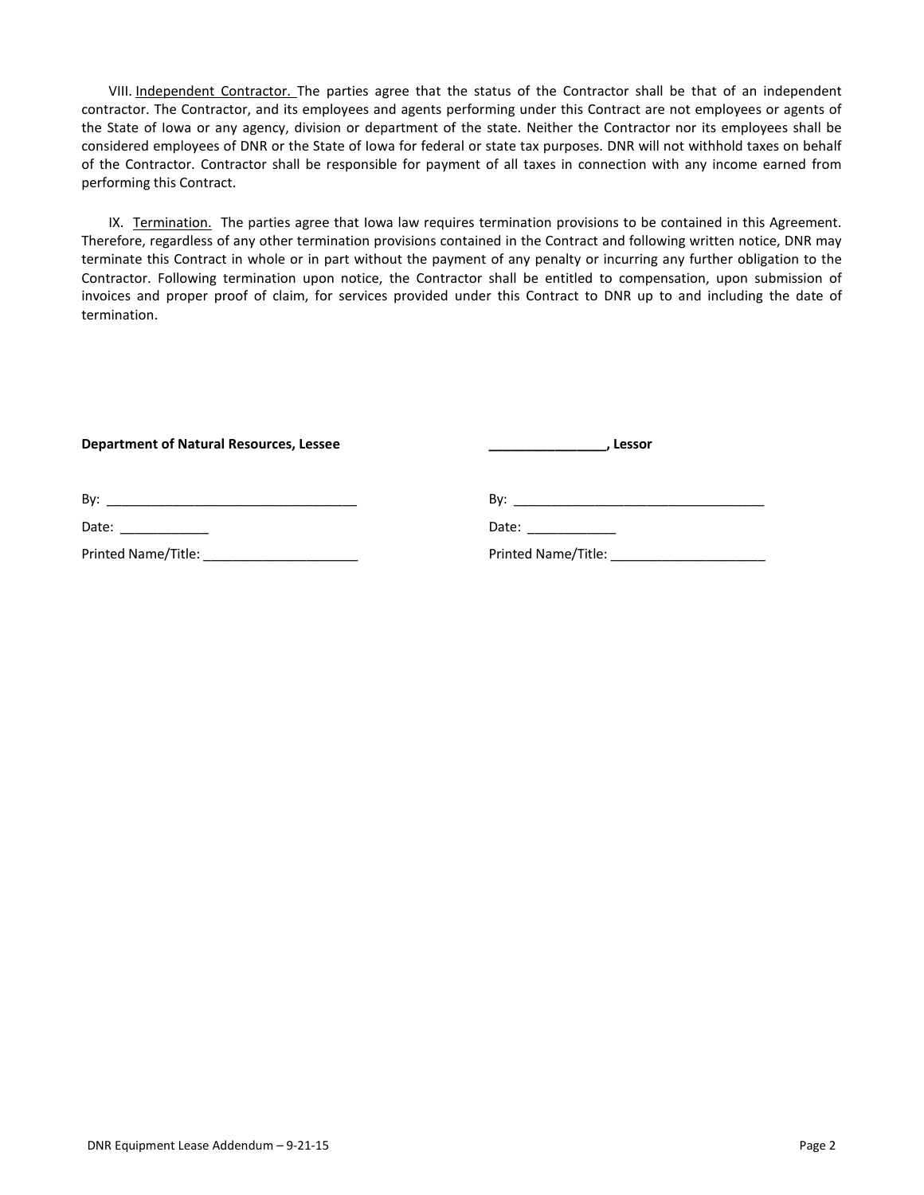VIII. Independent Contractor. The parties agree that the status of the Contractor shall be that of an independent contractor. The Contractor, and its employees and agents performing under this Contract are not employees or agents of the State of Iowa or any agency, division or department of the state. Neither the Contractor nor its employees shall be considered employees of DNR or the State of Iowa for federal or state tax purposes. DNR will not withhold taxes on behalf of the Contractor. Contractor shall be responsible for payment of all taxes in connection with any income earned from performing this Contract.

IX. Termination. The parties agree that Iowa law requires termination provisions to be contained in this Agreement. Therefore, regardless of any other termination provisions contained in the Contract and following written notice, DNR may terminate this Contract in whole or in part without the payment of any penalty or incurring any further obligation to the Contractor. Following termination upon notice, the Contractor shall be entitled to compensation, upon submission of invoices and proper proof of claim, for services provided under this Contract to DNR up to and including the date of termination.

| | |
|---|---|
| **Department of Natural Resources, Lessee** | **________________, Lessor** |
| By: __________________________________ | By: __________________________________ |
| Date: ____________ | Date: ____________ |
| Printed Name/Title: _____________________ | Printed Name/Title: _____________________ |

DNR Equipment Lease Addendum – 9-21-15